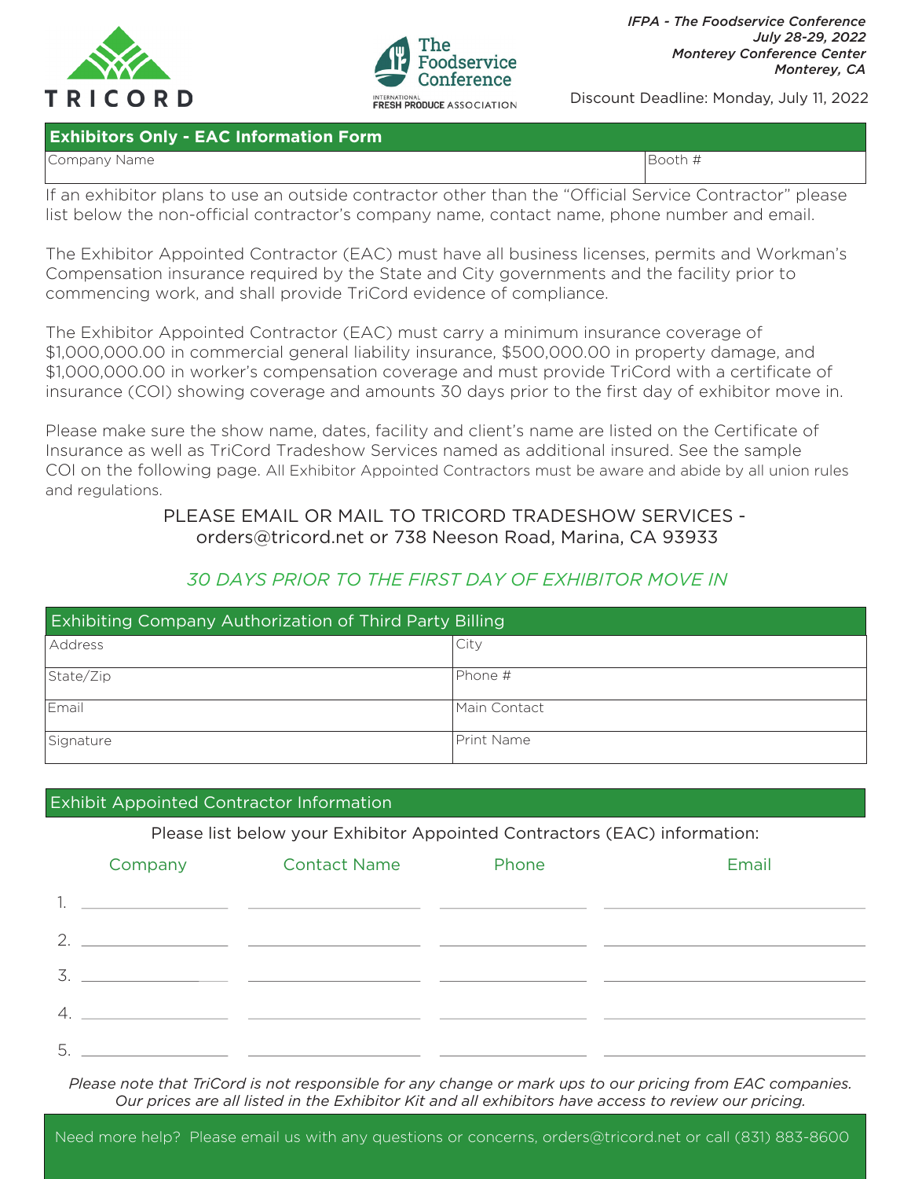TRICORD

The Foodservice Conference
INTERNATIONAL FRESH PRODUCE ASSOCIATION

*IFPA - The Foodservice Conference*
*July 28-29, 2022*
*Monterey Conference Center*
*Monterey, CA*

Discount Deadline: Monday, July 11, 2022

## Exhibitors Only - EAC Information Form

| Company Name | Booth # |
|---|---|
| | |

If an exhibitor plans to use an outside contractor other than the "Official Service Contractor" please list below the non-official contractor's company name, contact name, phone number and email.

The Exhibitor Appointed Contractor (EAC) must have all business licenses, permits and Workman's Compensation insurance required by the State and City governments and the facility prior to commencing work, and shall provide TriCord evidence of compliance.

The Exhibitor Appointed Contractor (EAC) must carry a minimum insurance coverage of $1,000,000.00 in commercial general liability insurance, $500,000.00 in property damage, and $1,000,000.00 in worker's compensation coverage and must provide TriCord with a certificate of insurance (COI) showing coverage and amounts 30 days prior to the first day of exhibitor move in.

Please make sure the show name, dates, facility and client's name are listed on the Certificate of Insurance as well as TriCord Tradeshow Services named as additional insured. See the sample COI on the following page. All Exhibitor Appointed Contractors must be aware and abide by all union rules and regulations.

PLEASE EMAIL OR MAIL TO TRICORD TRADESHOW SERVICES - orders@tricord.net or 738 Neeson Road, Marina, CA 93933

*30 DAYS PRIOR TO THE FIRST DAY OF EXHIBITOR MOVE IN*

## Exhibiting Company Authorization of Third Party Billing

| | |
|---|---|
| Address | City |
| State/Zip | Phone # |
| Email | Main Contact |
| Signature | Print Name |

## Exhibit Appointed Contractor Information

Please list below your Exhibitor Appointed Contractors (EAC) information:

| | Company | Contact Name | Phone | Email |
|---|---|---|---|---|
| 1. | | | | |
| 2. | | | | |
| 3. | | | | |
| 4. | | | | |
| 5. | | | | |

*Please note that TriCord is not responsible for any change or mark ups to our pricing from EAC companies. Our prices are all listed in the Exhibitor Kit and all exhibitors have access to review our pricing.*

Need more help? Please email us with any questions or concerns, orders@tricord.net or call (831) 883-8600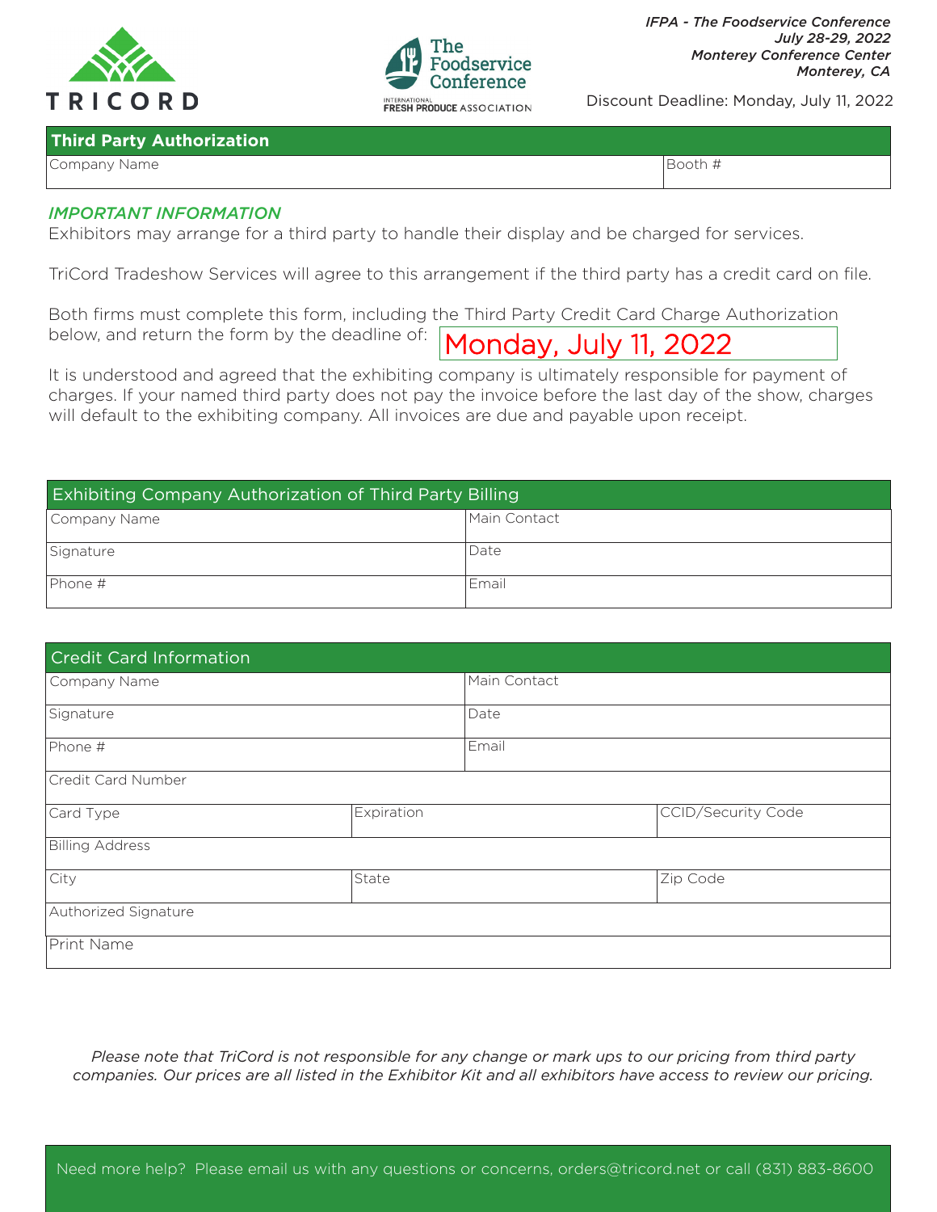TRICORD

The Foodservice Conference
INTERNATIONAL FRESH PRODUCE ASSOCIATION

*IFPA - The Foodservice Conference*
*July 28-29, 2022*
*Monterey Conference Center*
*Monterey, CA*

Discount Deadline: Monday, July 11, 2022

## Third Party Authorization

| Company Name | Booth # |
|---|---|

### *IMPORTANT INFORMATION*

Exhibitors may arrange for a third party to handle their display and be charged for services.

TriCord Tradeshow Services will agree to this arrangement if the third party has a credit card on file.

Both firms must complete this form, including the Third Party Credit Card Charge Authorization below, and return the form by the deadline of: Monday, July 11, 2022

It is understood and agreed that the exhibiting company is ultimately responsible for payment of charges. If your named third party does not pay the invoice before the last day of the show, charges will default to the exhibiting company. All invoices are due and payable upon receipt.

## Exhibiting Company Authorization of Third Party Billing

| | |
|---|---|
| Company Name | Main Contact |
| Signature | Date |
| Phone # | Email |

## Credit Card Information

| | | |
|---|---|---|
| Company Name | | Main Contact |
| Signature | | Date |
| Phone # | | Email |
| Credit Card Number | | |
| Card Type | Expiration | CCID/Security Code |
| Billing Address | | |
| City | State | Zip Code |
| Authorized Signature | | |
| Print Name | | |

*Please note that TriCord is not responsible for any change or mark ups to our pricing from third party companies. Our prices are all listed in the Exhibitor Kit and all exhibitors have access to review our pricing.*

Need more help? Please email us with any questions or concerns, orders@tricord.net or call (831) 883-8600